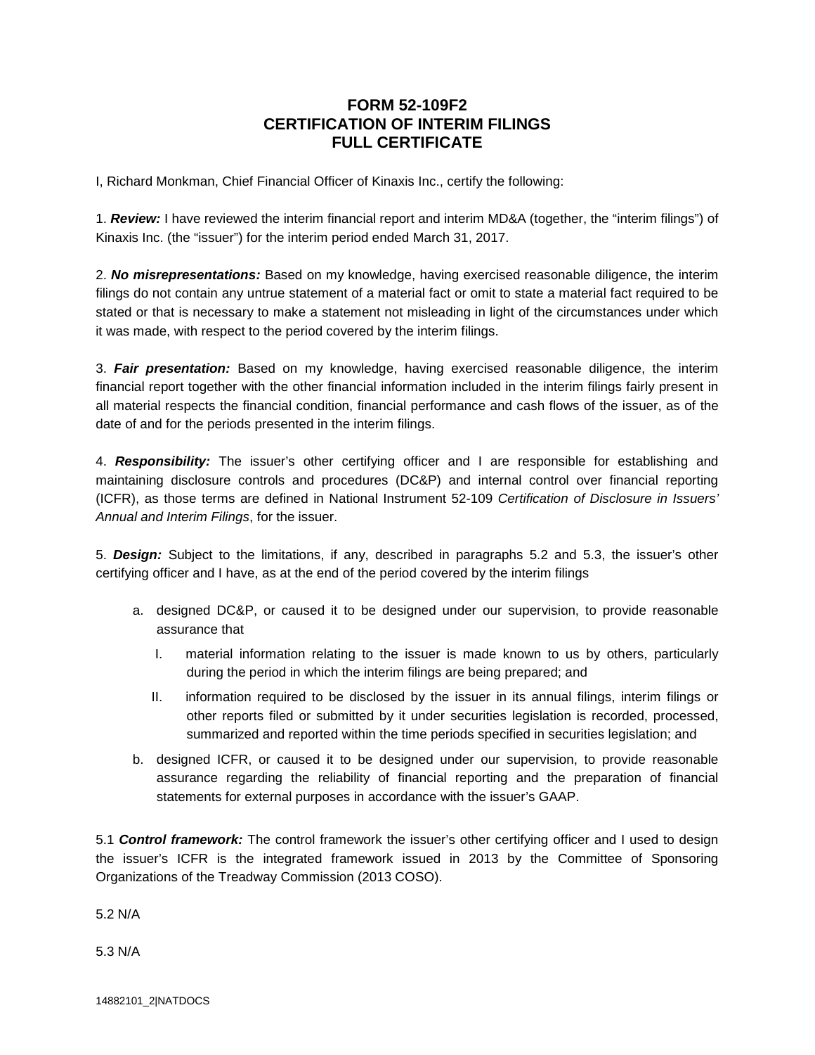# FORM 52-109F2
# CERTIFICATION OF INTERIM FILINGS
# FULL CERTIFICATE

I, Richard Monkman, Chief Financial Officer of Kinaxis Inc., certify the following:

1. ***Review:*** I have reviewed the interim financial report and interim MD&A (together, the "interim filings") of Kinaxis Inc. (the "issuer") for the interim period ended March 31, 2017.

2. ***No misrepresentations:*** Based on my knowledge, having exercised reasonable diligence, the interim filings do not contain any untrue statement of a material fact or omit to state a material fact required to be stated or that is necessary to make a statement not misleading in light of the circumstances under which it was made, with respect to the period covered by the interim filings.

3. ***Fair presentation:*** Based on my knowledge, having exercised reasonable diligence, the interim financial report together with the other financial information included in the interim filings fairly present in all material respects the financial condition, financial performance and cash flows of the issuer, as of the date of and for the periods presented in the interim filings.

4. ***Responsibility:*** The issuer's other certifying officer and I are responsible for establishing and maintaining disclosure controls and procedures (DC&P) and internal control over financial reporting (ICFR), as those terms are defined in National Instrument 52-109 *Certification of Disclosure in Issuers' Annual and Interim Filings*, for the issuer.

5. ***Design:*** Subject to the limitations, if any, described in paragraphs 5.2 and 5.3, the issuer's other certifying officer and I have, as at the end of the period covered by the interim filings

   a. designed DC&P, or caused it to be designed under our supervision, to provide reasonable assurance that

      I. material information relating to the issuer is made known to us by others, particularly during the period in which the interim filings are being prepared; and

      II. information required to be disclosed by the issuer in its annual filings, interim filings or other reports filed or submitted by it under securities legislation is recorded, processed, summarized and reported within the time periods specified in securities legislation; and

   b. designed ICFR, or caused it to be designed under our supervision, to provide reasonable assurance regarding the reliability of financial reporting and the preparation of financial statements for external purposes in accordance with the issuer's GAAP.

5.1 ***Control framework:*** The control framework the issuer's other certifying officer and I used to design the issuer's ICFR is the integrated framework issued in 2013 by the Committee of Sponsoring Organizations of the Treadway Commission (2013 COSO).

5.2 N/A

5.3 N/A

14882101_2|NATDOCS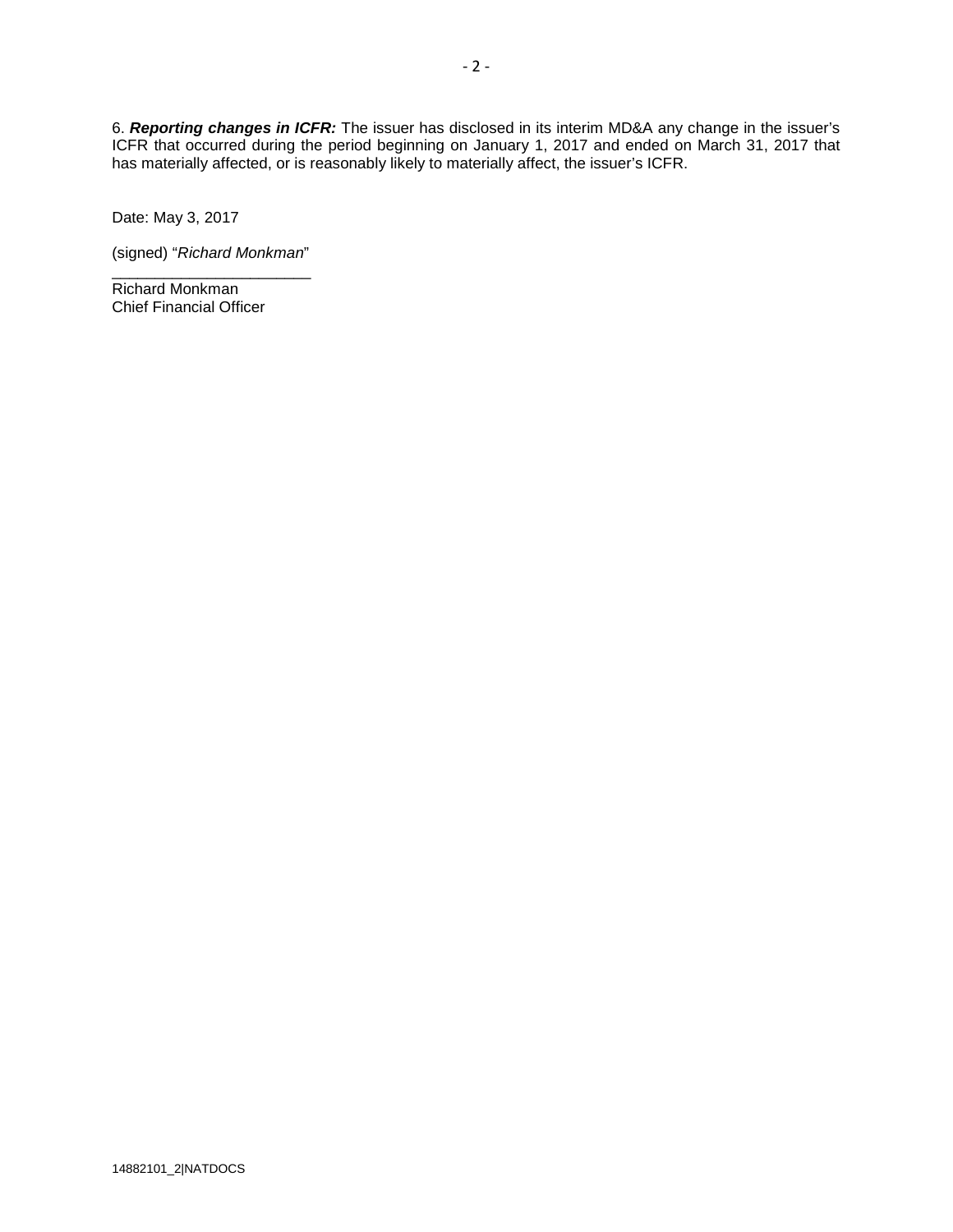6. ***Reporting changes in ICFR:*** The issuer has disclosed in its interim MD&A any change in the issuer's ICFR that occurred during the period beginning on January 1, 2017 and ended on March 31, 2017 that has materially affected, or is reasonably likely to materially affect, the issuer's ICFR.

Date: May 3, 2017

(signed) "*Richard Monkman*"

_______________________
Richard Monkman
Chief Financial Officer

14882101_2|NATDOCS